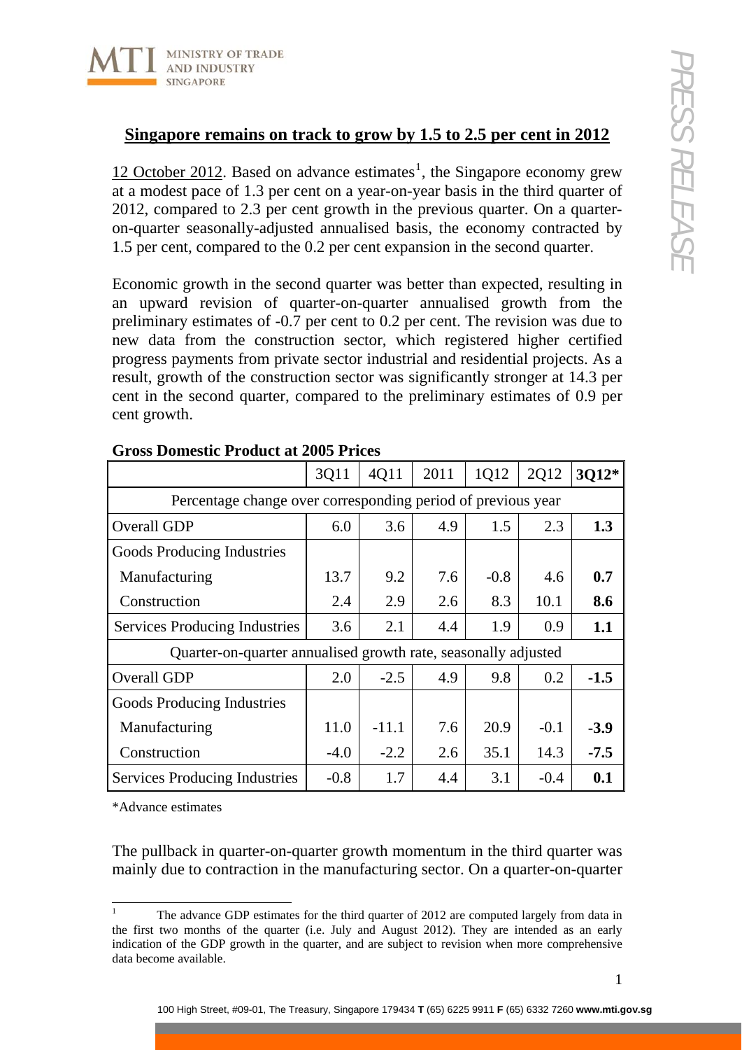# Singapore remains on track to grow by 1.5 to 2.5 per cent in 2012

12 October 2012. Based on advance estimates[1], the Singapore economy grew at a modest pace of 1.3 per cent on a year-on-year basis in the third quarter of 2012, compared to 2.3 per cent growth in the previous quarter. On a quarter-on-quarter seasonally-adjusted annualised basis, the economy contracted by 1.5 per cent, compared to the 0.2 per cent expansion in the second quarter.

Economic growth in the second quarter was better than expected, resulting in an upward revision of quarter-on-quarter annualised growth from the preliminary estimates of -0.7 per cent to 0.2 per cent. The revision was due to new data from the construction sector, which registered higher certified progress payments from private sector industrial and residential projects. As a result, growth of the construction sector was significantly stronger at 14.3 per cent in the second quarter, compared to the preliminary estimates of 0.9 per cent growth.

**Gross Domestic Product at 2005 Prices**

| | 3Q11 | 4Q11 | 2011 | 1Q12 | 2Q12 | **3Q12*** |
|---|---|---|---|---|---|---|
| Percentage change over corresponding period of previous year | | | | | | |
| Overall GDP | 6.0 | 3.6 | 4.9 | 1.5 | 2.3 | **1.3** |
| Goods Producing Industries | | | | | | |
| Manufacturing | 13.7 | 9.2 | 7.6 | -0.8 | 4.6 | **0.7** |
| Construction | 2.4 | 2.9 | 2.6 | 8.3 | 10.1 | **8.6** |
| Services Producing Industries | 3.6 | 2.1 | 4.4 | 1.9 | 0.9 | **1.1** |
| Quarter-on-quarter annualised growth rate, seasonally adjusted | | | | | | |
| Overall GDP | 2.0 | -2.5 | 4.9 | 9.8 | 0.2 | **-1.5** |
| Goods Producing Industries | | | | | | |
| Manufacturing | 11.0 | -11.1 | 7.6 | 20.9 | -0.1 | **-3.9** |
| Construction | -4.0 | -2.2 | 2.6 | 35.1 | 14.3 | **-7.5** |
| Services Producing Industries | -0.8 | 1.7 | 4.4 | 3.1 | -0.4 | **0.1** |

*Advance estimates

The pullback in quarter-on-quarter growth momentum in the third quarter was mainly due to contraction in the manufacturing sector. On a quarter-on-quarter

[1] The advance GDP estimates for the third quarter of 2012 are computed largely from data in the first two months of the quarter (i.e. July and August 2012). They are intended as an early indication of the GDP growth in the quarter, and are subject to revision when more comprehensive data become available.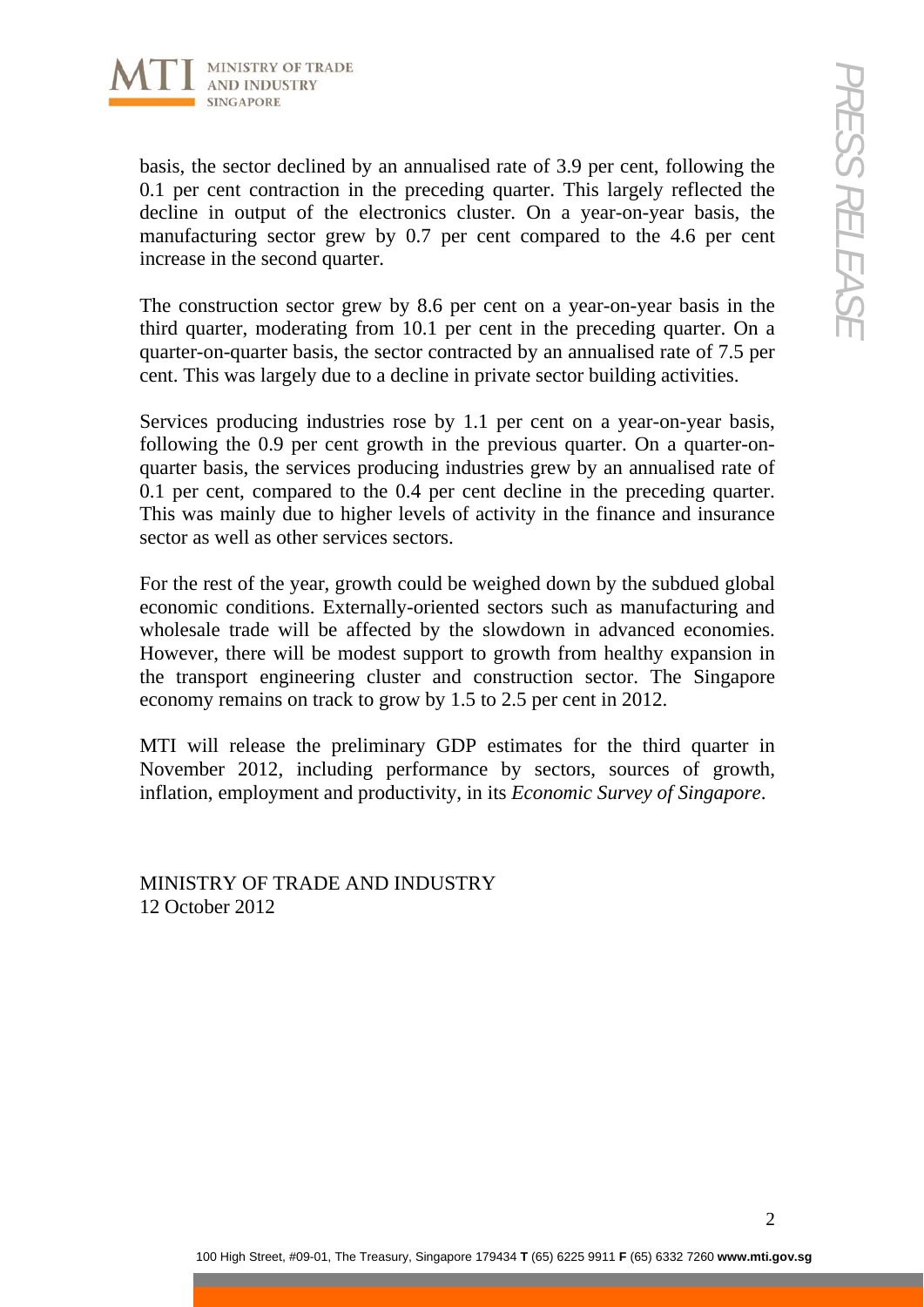basis, the sector declined by an annualised rate of 3.9 per cent, following the 0.1 per cent contraction in the preceding quarter. This largely reflected the decline in output of the electronics cluster. On a year-on-year basis, the manufacturing sector grew by 0.7 per cent compared to the 4.6 per cent increase in the second quarter.

The construction sector grew by 8.6 per cent on a year-on-year basis in the third quarter, moderating from 10.1 per cent in the preceding quarter. On a quarter-on-quarter basis, the sector contracted by an annualised rate of 7.5 per cent. This was largely due to a decline in private sector building activities.

Services producing industries rose by 1.1 per cent on a year-on-year basis, following the 0.9 per cent growth in the previous quarter. On a quarter-on-quarter basis, the services producing industries grew by an annualised rate of 0.1 per cent, compared to the 0.4 per cent decline in the preceding quarter. This was mainly due to higher levels of activity in the finance and insurance sector as well as other services sectors.

For the rest of the year, growth could be weighed down by the subdued global economic conditions. Externally-oriented sectors such as manufacturing and wholesale trade will be affected by the slowdown in advanced economies. However, there will be modest support to growth from healthy expansion in the transport engineering cluster and construction sector. The Singapore economy remains on track to grow by 1.5 to 2.5 per cent in 2012.

MTI will release the preliminary GDP estimates for the third quarter in November 2012, including performance by sectors, sources of growth, inflation, employment and productivity, in its *Economic Survey of Singapore*.

MINISTRY OF TRADE AND INDUSTRY
12 October 2012